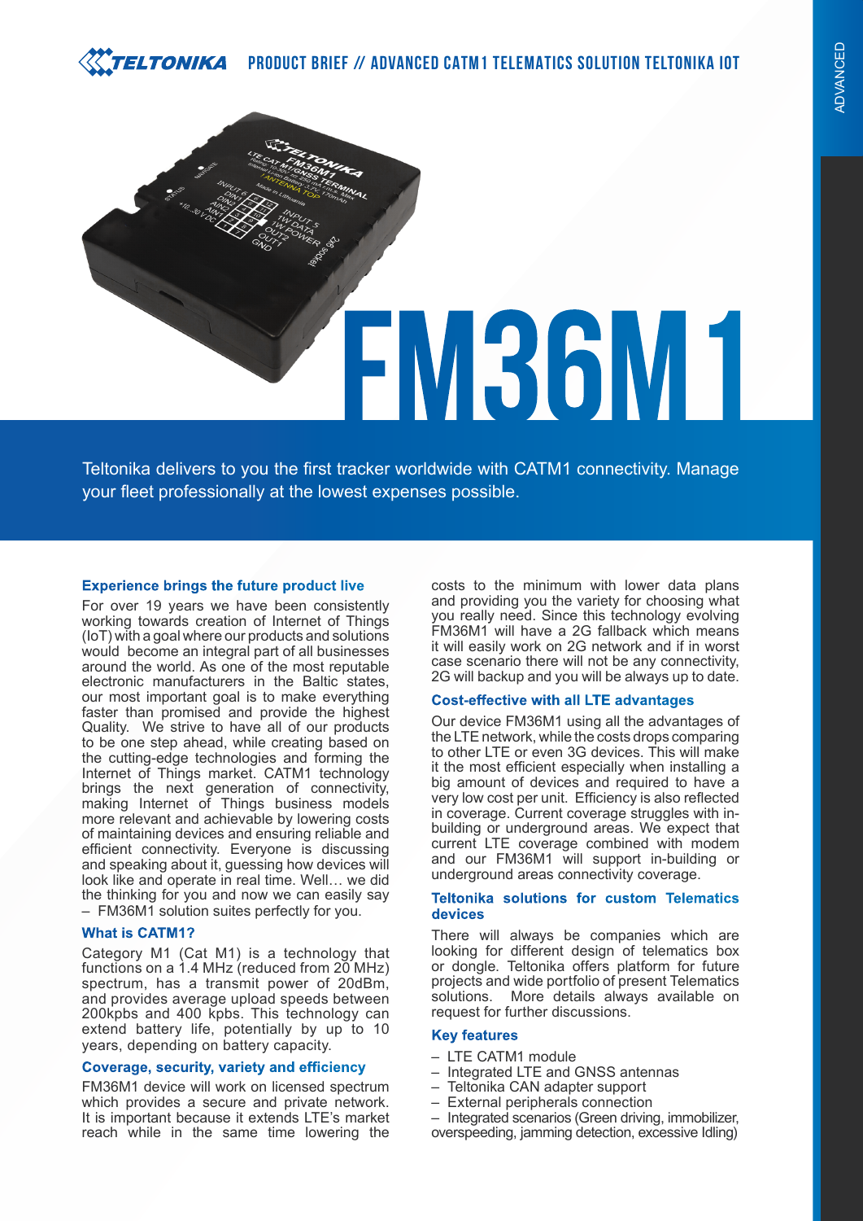# FM36M1

Teltonika delivers to you the first tracker worldwide with CATM1 connectivity. Manage your fleet professionally at the lowest expenses possible.

### Experience brings the future product live

For over 19 years we have been consistently working towards creation of Internet of Things (IoT) with a goal where our products and solutions would become an integral part of all businesses around the world. As one of the most reputable electronic manufacturers in the Baltic states, our most important goal is to make everything faster than promised and provide the highest Quality. We strive to have all of our products to be one step ahead, while creating based on the cutting-edge technologies and forming the Internet of Things market. CATM1 technology brings the next generation of connectivity, making Internet of Things business models more relevant and achievable by lowering costs of maintaining devices and ensuring reliable and efficient connectivity. Everyone is discussing and speaking about it, guessing how devices will look like and operate in real time. Well… we did the thinking for you and now we can easily say – FM36M1 solution suites perfectly for you.

### What is CATM1?

Category M1 (Cat M1) is a technology that functions on a 1.4 MHz (reduced from 20 MHz) spectrum, has a transmit power of 20dBm, and provides average upload speeds between 200kpbs and 400 kpbs. This technology can extend battery life, potentially by up to 10 years, depending on battery capacity.

### Coverage, security, variety and efficiency

FM36M1 device will work on licensed spectrum which provides a secure and private network. It is important because it extends LTE's market reach while in the same time lowering the costs to the minimum with lower data plans and providing you the variety for choosing what you really need. Since this technology evolving FM36M1 will have a 2G fallback which means it will easily work on 2G network and if in worst case scenario there will not be any connectivity, 2G will backup and you will be always up to date.

### Cost-effective with all LTE advantages

Our device FM36M1 using all the advantages of the LTE network, while the costs drops comparing to other LTE or even 3G devices. This will make it the most efficient especially when installing a big amount of devices and required to have a very low cost per unit. Efficiency is also reflected in coverage. Current coverage struggles with in-building or underground areas. We expect that current LTE coverage combined with modem and our FM36M1 will support in-building or underground areas connectivity coverage.

### Teltonika solutions for custom Telematics devices

There will always be companies which are looking for different design of telematics box or dongle. Teltonika offers platform for future projects and wide portfolio of present Telematics solutions. More details always available on request for further discussions.

### Key features

- LTE CATM1 module
- Integrated LTE and GNSS antennas
- Teltonika CAN adapter support
- External peripherals connection
- Integrated scenarios (Green driving, immobilizer, overspeeding, jamming detection, excessive Idling)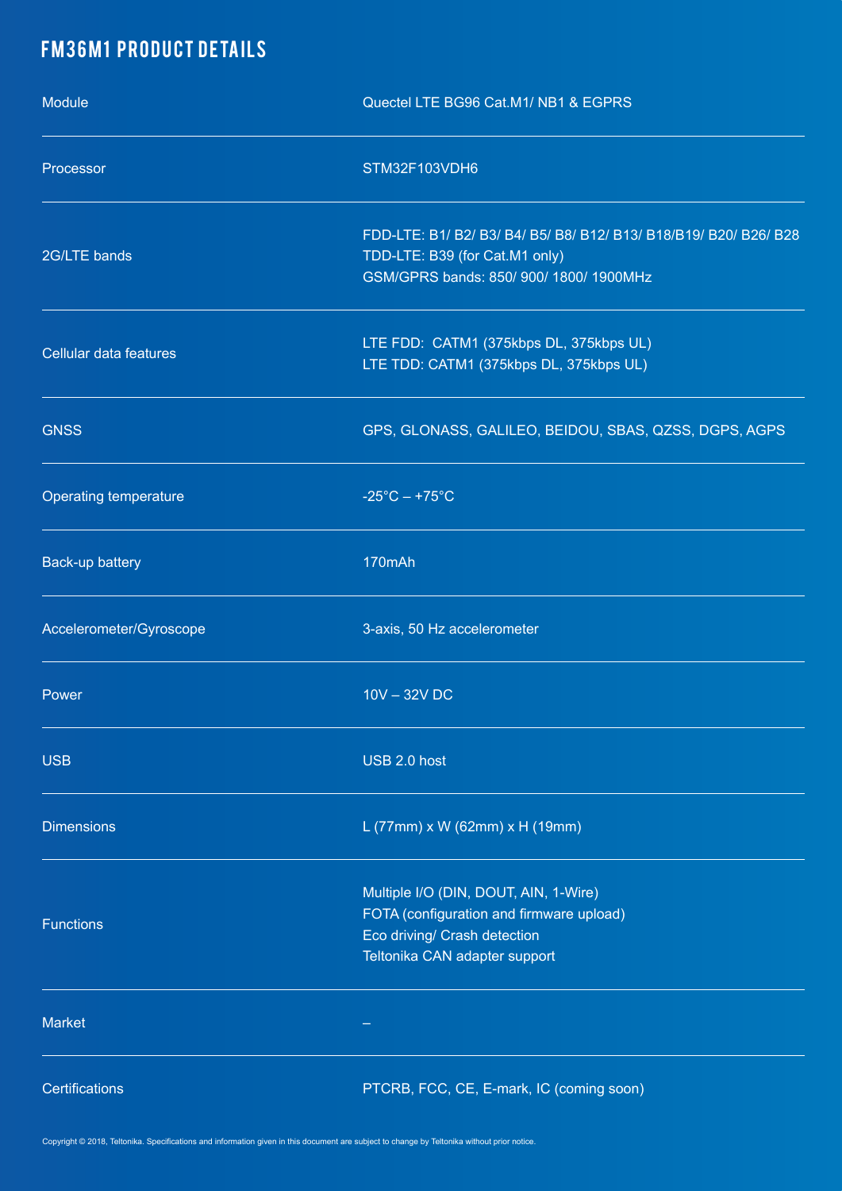## FM36M1 PRODUCT DETAILS

| | |
|---|---|
| Module | Quectel LTE BG96 Cat.M1/ NB1 & EGPRS |
| Processor | STM32F103VDH6 |
| 2G/LTE bands | FDD-LTE: B1/ B2/ B3/ B4/ B5/ B8/ B12/ B13/ B18/B19/ B20/ B26/ B28<br>TDD-LTE: B39 (for Cat.M1 only)<br>GSM/GPRS bands: 850/ 900/ 1800/ 1900MHz |
| Cellular data features | LTE FDD: CATM1 (375kbps DL, 375kbps UL)<br>LTE TDD: CATM1 (375kbps DL, 375kbps UL) |
| GNSS | GPS, GLONASS, GALILEO, BEIDOU, SBAS, QZSS, DGPS, AGPS |
| Operating temperature | -25°C – +75°C |
| Back-up battery | 170mAh |
| Accelerometer/Gyroscope | 3-axis, 50 Hz accelerometer |
| Power | 10V – 32V DC |
| USB | USB 2.0 host |
| Dimensions | L (77mm) x W (62mm) x H (19mm) |
| Functions | Multiple I/O (DIN, DOUT, AIN, 1-Wire)<br>FOTA (configuration and firmware upload)<br>Eco driving/ Crash detection<br>Teltonika CAN adapter support |
| Market | – |
| Certifications | PTCRB, FCC, CE, E-mark, IC (coming soon) |

Copyright © 2018, Teltonika. Specifications and information given in this document are subject to change by Teltonika without prior notice.